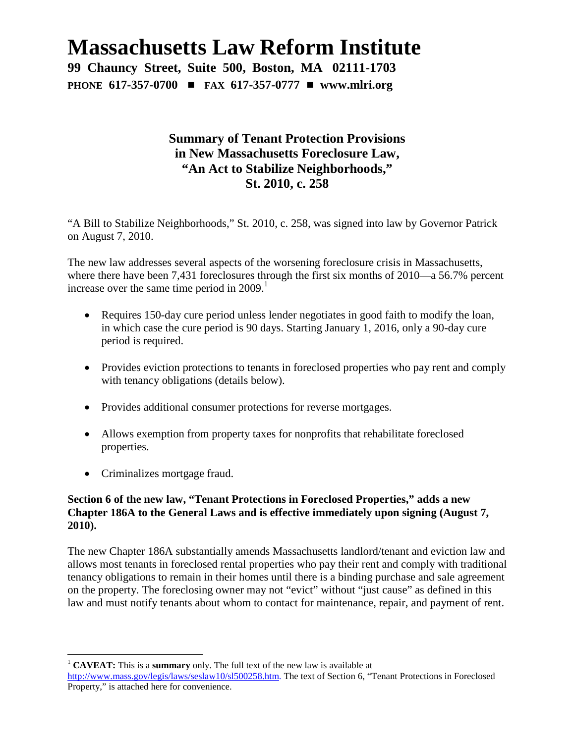# Massachusetts Law Reform Institute

**99 Chauncy Street, Suite 500, Boston, MA 02111-1703**
**PHONE 617-357-0700 ■ FAX 617-357-0777 ■ www.mlri.org**

## Summary of Tenant Protection Provisions in New Massachusetts Foreclosure Law, "An Act to Stabilize Neighborhoods," St. 2010, c. 258

"A Bill to Stabilize Neighborhoods," St. 2010, c. 258, was signed into law by Governor Patrick on August 7, 2010.

The new law addresses several aspects of the worsening foreclosure crisis in Massachusetts, where there have been 7,431 foreclosures through the first six months of 2010—a 56.7% percent increase over the same time period in 2009.[1]

- Requires 150-day cure period unless lender negotiates in good faith to modify the loan, in which case the cure period is 90 days. Starting January 1, 2016, only a 90-day cure period is required.
- Provides eviction protections to tenants in foreclosed properties who pay rent and comply with tenancy obligations (details below).
- Provides additional consumer protections for reverse mortgages.
- Allows exemption from property taxes for nonprofits that rehabilitate foreclosed properties.
- Criminalizes mortgage fraud.

**Section 6 of the new law, "Tenant Protections in Foreclosed Properties," adds a new Chapter 186A to the General Laws and is effective immediately upon signing (August 7, 2010).**

The new Chapter 186A substantially amends Massachusetts landlord/tenant and eviction law and allows most tenants in foreclosed rental properties who pay their rent and comply with traditional tenancy obligations to remain in their homes until there is a binding purchase and sale agreement on the property. The foreclosing owner may not "evict" without "just cause" as defined in this law and must notify tenants about whom to contact for maintenance, repair, and payment of rent.

---

[1] **CAVEAT:** This is a **summary** only. The full text of the new law is available at http://www.mass.gov/legis/laws/seslaw10/sl500258.htm. The text of Section 6, "Tenant Protections in Foreclosed Property," is attached here for convenience.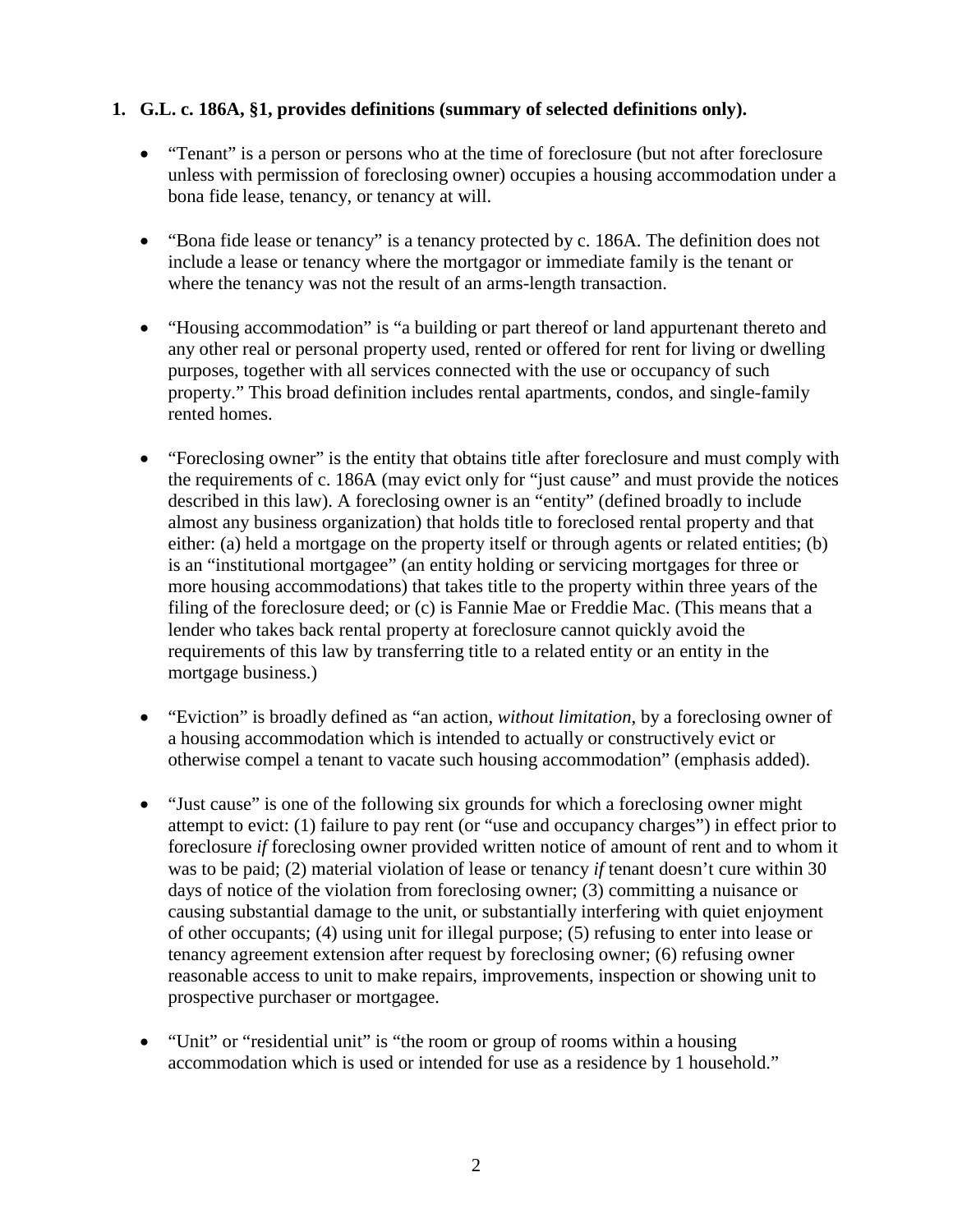**1. G.L. c. 186A, §1, provides definitions (summary of selected definitions only).**

- "Tenant" is a person or persons who at the time of foreclosure (but not after foreclosure unless with permission of foreclosing owner) occupies a housing accommodation under a bona fide lease, tenancy, or tenancy at will.

- "Bona fide lease or tenancy" is a tenancy protected by c. 186A. The definition does not include a lease or tenancy where the mortgagor or immediate family is the tenant or where the tenancy was not the result of an arms-length transaction.

- "Housing accommodation" is "a building or part thereof or land appurtenant thereto and any other real or personal property used, rented or offered for rent for living or dwelling purposes, together with all services connected with the use or occupancy of such property." This broad definition includes rental apartments, condos, and single-family rented homes.

- "Foreclosing owner" is the entity that obtains title after foreclosure and must comply with the requirements of c. 186A (may evict only for "just cause" and must provide the notices described in this law). A foreclosing owner is an "entity" (defined broadly to include almost any business organization) that holds title to foreclosed rental property and that either: (a) held a mortgage on the property itself or through agents or related entities; (b) is an "institutional mortgagee" (an entity holding or servicing mortgages for three or more housing accommodations) that takes title to the property within three years of the filing of the foreclosure deed; or (c) is Fannie Mae or Freddie Mac. (This means that a lender who takes back rental property at foreclosure cannot quickly avoid the requirements of this law by transferring title to a related entity or an entity in the mortgage business.)

- "Eviction" is broadly defined as "an action, *without limitation*, by a foreclosing owner of a housing accommodation which is intended to actually or constructively evict or otherwise compel a tenant to vacate such housing accommodation" (emphasis added).

- "Just cause" is one of the following six grounds for which a foreclosing owner might attempt to evict: (1) failure to pay rent (or "use and occupancy charges") in effect prior to foreclosure *if* foreclosing owner provided written notice of amount of rent and to whom it was to be paid; (2) material violation of lease or tenancy *if* tenant doesn't cure within 30 days of notice of the violation from foreclosing owner; (3) committing a nuisance or causing substantial damage to the unit, or substantially interfering with quiet enjoyment of other occupants; (4) using unit for illegal purpose; (5) refusing to enter into lease or tenancy agreement extension after request by foreclosing owner; (6) refusing owner reasonable access to unit to make repairs, improvements, inspection or showing unit to prospective purchaser or mortgagee.

- "Unit" or "residential unit" is "the room or group of rooms within a housing accommodation which is used or intended for use as a residence by 1 household."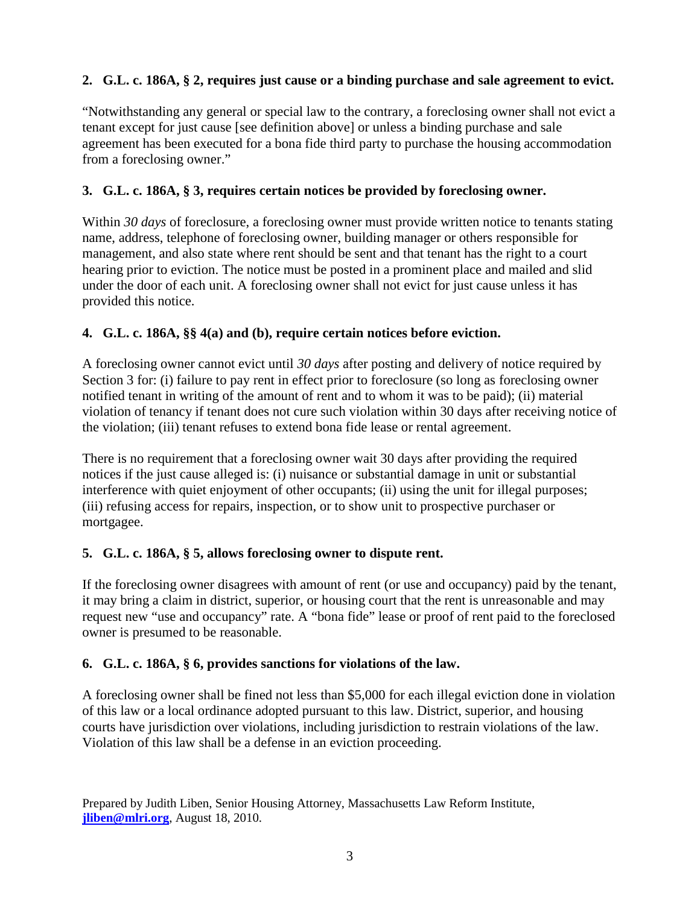**2. G.L. c. 186A, § 2, requires just cause or a binding purchase and sale agreement to evict.**

"Notwithstanding any general or special law to the contrary, a foreclosing owner shall not evict a tenant except for just cause [see definition above] or unless a binding purchase and sale agreement has been executed for a bona fide third party to purchase the housing accommodation from a foreclosing owner."

**3. G.L. c. 186A, § 3, requires certain notices be provided by foreclosing owner.**

Within *30 days* of foreclosure, a foreclosing owner must provide written notice to tenants stating name, address, telephone of foreclosing owner, building manager or others responsible for management, and also state where rent should be sent and that tenant has the right to a court hearing prior to eviction. The notice must be posted in a prominent place and mailed and slid under the door of each unit. A foreclosing owner shall not evict for just cause unless it has provided this notice.

**4. G.L. c. 186A, §§ 4(a) and (b), require certain notices before eviction.**

A foreclosing owner cannot evict until *30 days* after posting and delivery of notice required by Section 3 for: (i) failure to pay rent in effect prior to foreclosure (so long as foreclosing owner notified tenant in writing of the amount of rent and to whom it was to be paid); (ii) material violation of tenancy if tenant does not cure such violation within 30 days after receiving notice of the violation; (iii) tenant refuses to extend bona fide lease or rental agreement.

There is no requirement that a foreclosing owner wait 30 days after providing the required notices if the just cause alleged is: (i) nuisance or substantial damage in unit or substantial interference with quiet enjoyment of other occupants; (ii) using the unit for illegal purposes; (iii) refusing access for repairs, inspection, or to show unit to prospective purchaser or mortgagee.

**5. G.L. c. 186A, § 5, allows foreclosing owner to dispute rent.**

If the foreclosing owner disagrees with amount of rent (or use and occupancy) paid by the tenant, it may bring a claim in district, superior, or housing court that the rent is unreasonable and may request new "use and occupancy" rate. A "bona fide" lease or proof of rent paid to the foreclosed owner is presumed to be reasonable.

**6. G.L. c. 186A, § 6, provides sanctions for violations of the law.**

A foreclosing owner shall be fined not less than $5,000 for each illegal eviction done in violation of this law or a local ordinance adopted pursuant to this law. District, superior, and housing courts have jurisdiction over violations, including jurisdiction to restrain violations of the law. Violation of this law shall be a defense in an eviction proceeding.

Prepared by Judith Liben, Senior Housing Attorney, Massachusetts Law Reform Institute, **jliben@mlri.org**, August 18, 2010.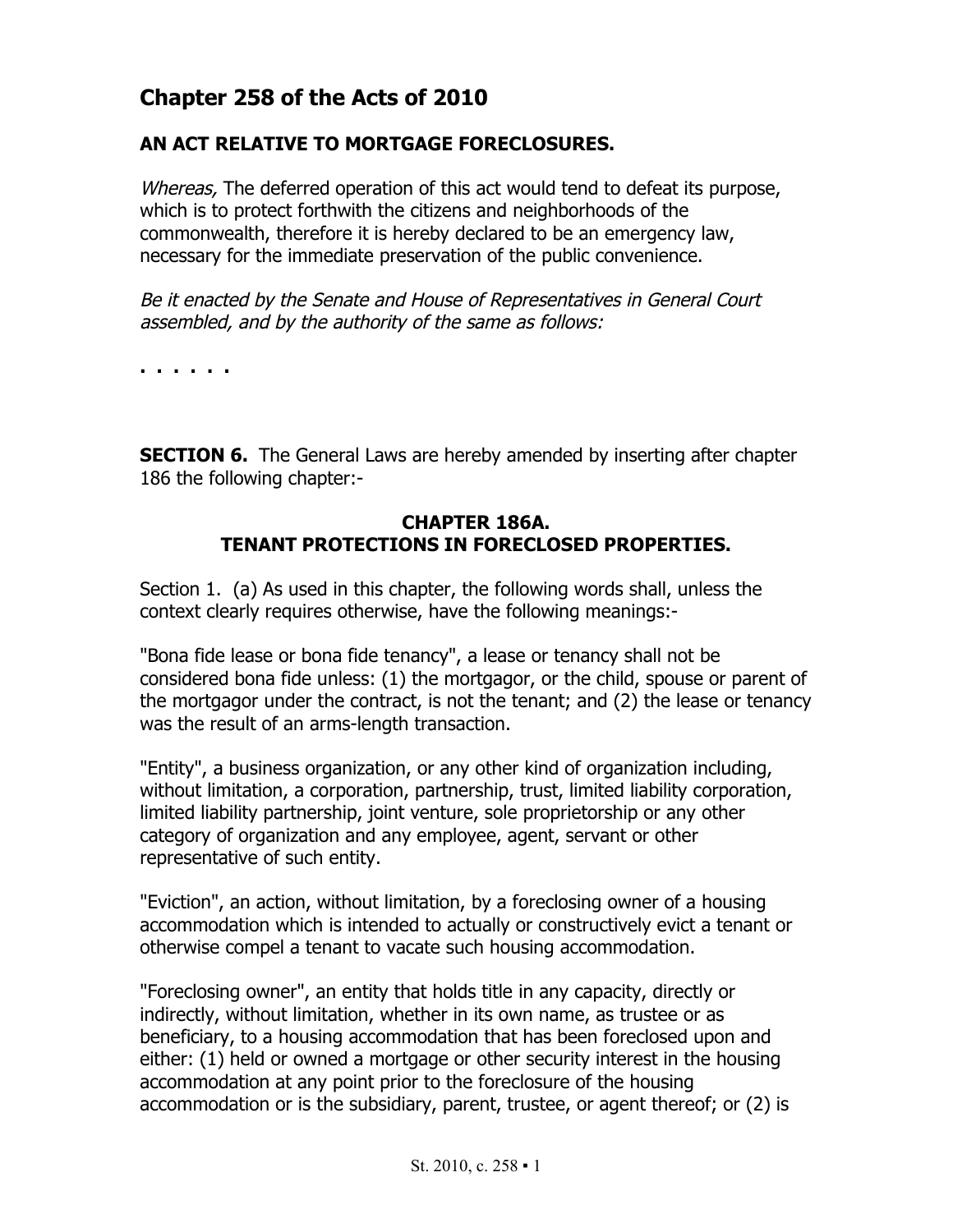# Chapter 258 of the Acts of 2010

## AN ACT RELATIVE TO MORTGAGE FORECLOSURES.

*Whereas,* The deferred operation of this act would tend to defeat its purpose, which is to protect forthwith the citizens and neighborhoods of the commonwealth, therefore it is hereby declared to be an emergency law, necessary for the immediate preservation of the public convenience.

*Be it enacted by the Senate and House of Representatives in General Court assembled, and by the authority of the same as follows:*

**. . . . . .**

**SECTION 6.** The General Laws are hereby amended by inserting after chapter 186 the following chapter:-

### CHAPTER 186A.
### TENANT PROTECTIONS IN FORECLOSED PROPERTIES.

Section 1. (a) As used in this chapter, the following words shall, unless the context clearly requires otherwise, have the following meanings:-

"Bona fide lease or bona fide tenancy", a lease or tenancy shall not be considered bona fide unless: (1) the mortgagor, or the child, spouse or parent of the mortgagor under the contract, is not the tenant; and (2) the lease or tenancy was the result of an arms-length transaction.

"Entity", a business organization, or any other kind of organization including, without limitation, a corporation, partnership, trust, limited liability corporation, limited liability partnership, joint venture, sole proprietorship or any other category of organization and any employee, agent, servant or other representative of such entity.

"Eviction", an action, without limitation, by a foreclosing owner of a housing accommodation which is intended to actually or constructively evict a tenant or otherwise compel a tenant to vacate such housing accommodation.

"Foreclosing owner", an entity that holds title in any capacity, directly or indirectly, without limitation, whether in its own name, as trustee or as beneficiary, to a housing accommodation that has been foreclosed upon and either: (1) held or owned a mortgage or other security interest in the housing accommodation at any point prior to the foreclosure of the housing accommodation or is the subsidiary, parent, trustee, or agent thereof; or (2) is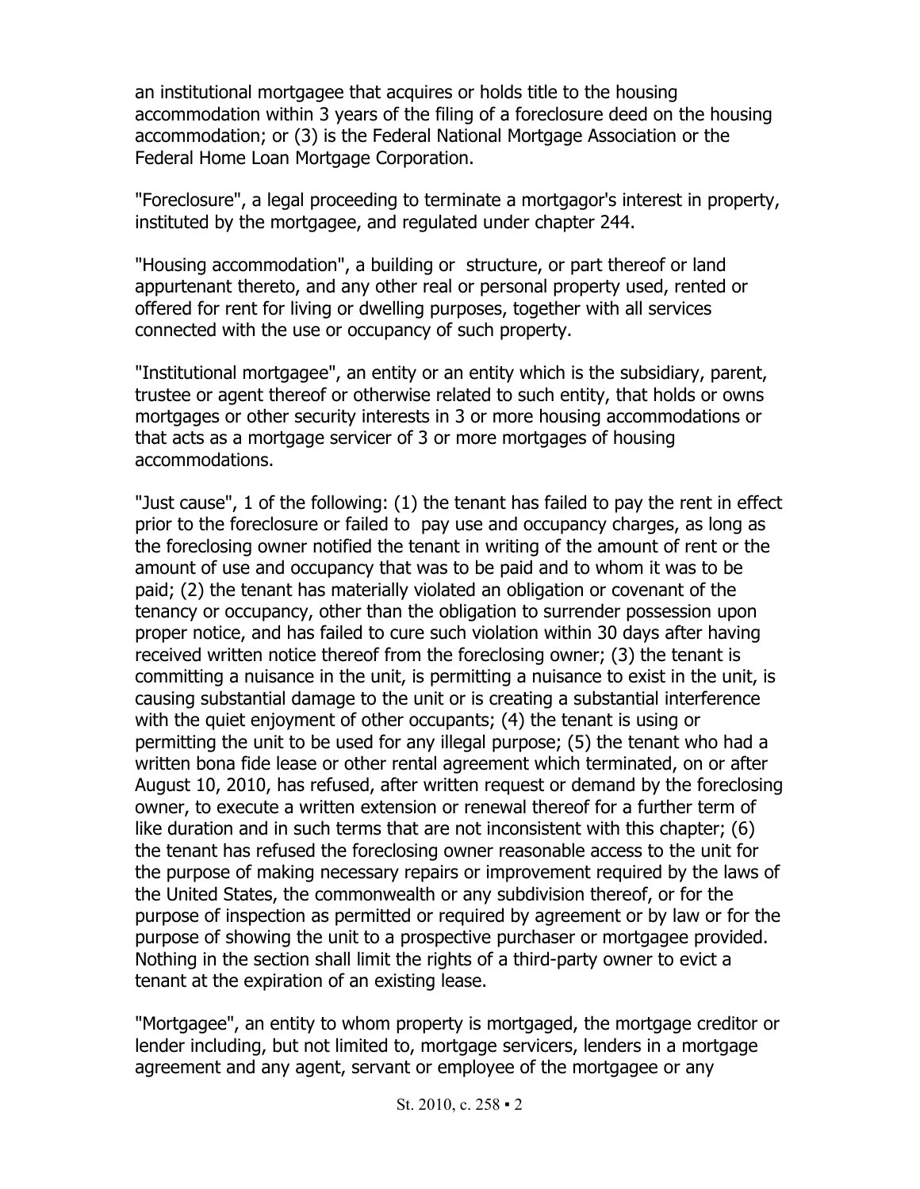an institutional mortgagee that acquires or holds title to the housing accommodation within 3 years of the filing of a foreclosure deed on the housing accommodation; or (3) is the Federal National Mortgage Association or the Federal Home Loan Mortgage Corporation.

"Foreclosure", a legal proceeding to terminate a mortgagor's interest in property, instituted by the mortgagee, and regulated under chapter 244.

"Housing accommodation", a building or structure, or part thereof or land appurtenant thereto, and any other real or personal property used, rented or offered for rent for living or dwelling purposes, together with all services connected with the use or occupancy of such property.

"Institutional mortgagee", an entity or an entity which is the subsidiary, parent, trustee or agent thereof or otherwise related to such entity, that holds or owns mortgages or other security interests in 3 or more housing accommodations or that acts as a mortgage servicer of 3 or more mortgages of housing accommodations.

"Just cause", 1 of the following: (1) the tenant has failed to pay the rent in effect prior to the foreclosure or failed to pay use and occupancy charges, as long as the foreclosing owner notified the tenant in writing of the amount of rent or the amount of use and occupancy that was to be paid and to whom it was to be paid; (2) the tenant has materially violated an obligation or covenant of the tenancy or occupancy, other than the obligation to surrender possession upon proper notice, and has failed to cure such violation within 30 days after having received written notice thereof from the foreclosing owner; (3) the tenant is committing a nuisance in the unit, is permitting a nuisance to exist in the unit, is causing substantial damage to the unit or is creating a substantial interference with the quiet enjoyment of other occupants; (4) the tenant is using or permitting the unit to be used for any illegal purpose; (5) the tenant who had a written bona fide lease or other rental agreement which terminated, on or after August 10, 2010, has refused, after written request or demand by the foreclosing owner, to execute a written extension or renewal thereof for a further term of like duration and in such terms that are not inconsistent with this chapter; (6) the tenant has refused the foreclosing owner reasonable access to the unit for the purpose of making necessary repairs or improvement required by the laws of the United States, the commonwealth or any subdivision thereof, or for the purpose of inspection as permitted or required by agreement or by law or for the purpose of showing the unit to a prospective purchaser or mortgagee provided. Nothing in the section shall limit the rights of a third-party owner to evict a tenant at the expiration of an existing lease.

"Mortgagee", an entity to whom property is mortgaged, the mortgage creditor or lender including, but not limited to, mortgage servicers, lenders in a mortgage agreement and any agent, servant or employee of the mortgagee or any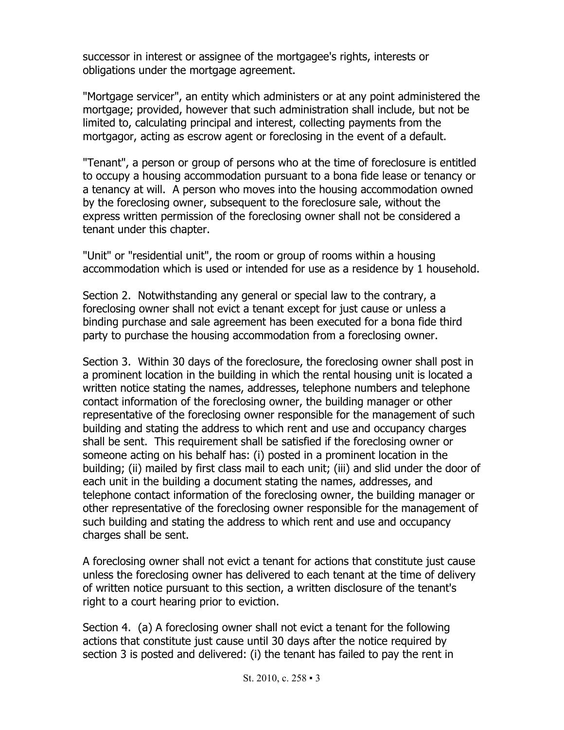successor in interest or assignee of the mortgagee's rights, interests or obligations under the mortgage agreement.

"Mortgage servicer", an entity which administers or at any point administered the mortgage; provided, however that such administration shall include, but not be limited to, calculating principal and interest, collecting payments from the mortgagor, acting as escrow agent or foreclosing in the event of a default.

"Tenant", a person or group of persons who at the time of foreclosure is entitled to occupy a housing accommodation pursuant to a bona fide lease or tenancy or a tenancy at will. A person who moves into the housing accommodation owned by the foreclosing owner, subsequent to the foreclosure sale, without the express written permission of the foreclosing owner shall not be considered a tenant under this chapter.

"Unit" or "residential unit", the room or group of rooms within a housing accommodation which is used or intended for use as a residence by 1 household.

Section 2. Notwithstanding any general or special law to the contrary, a foreclosing owner shall not evict a tenant except for just cause or unless a binding purchase and sale agreement has been executed for a bona fide third party to purchase the housing accommodation from a foreclosing owner.

Section 3. Within 30 days of the foreclosure, the foreclosing owner shall post in a prominent location in the building in which the rental housing unit is located a written notice stating the names, addresses, telephone numbers and telephone contact information of the foreclosing owner, the building manager or other representative of the foreclosing owner responsible for the management of such building and stating the address to which rent and use and occupancy charges shall be sent. This requirement shall be satisfied if the foreclosing owner or someone acting on his behalf has: (i) posted in a prominent location in the building; (ii) mailed by first class mail to each unit; (iii) and slid under the door of each unit in the building a document stating the names, addresses, and telephone contact information of the foreclosing owner, the building manager or other representative of the foreclosing owner responsible for the management of such building and stating the address to which rent and use and occupancy charges shall be sent.

A foreclosing owner shall not evict a tenant for actions that constitute just cause unless the foreclosing owner has delivered to each tenant at the time of delivery of written notice pursuant to this section, a written disclosure of the tenant's right to a court hearing prior to eviction.

Section 4. (a) A foreclosing owner shall not evict a tenant for the following actions that constitute just cause until 30 days after the notice required by section 3 is posted and delivered: (i) the tenant has failed to pay the rent in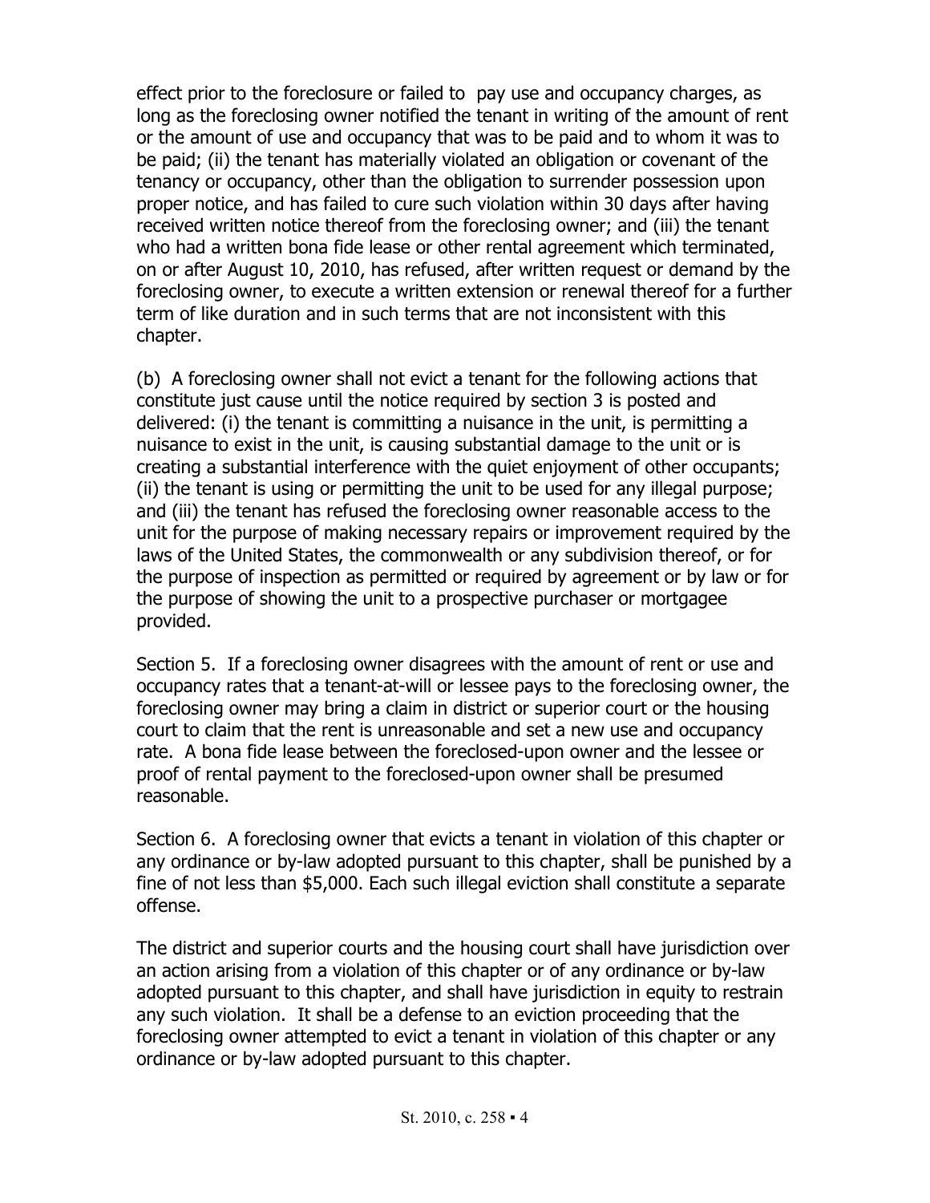effect prior to the foreclosure or failed to pay use and occupancy charges, as long as the foreclosing owner notified the tenant in writing of the amount of rent or the amount of use and occupancy that was to be paid and to whom it was to be paid; (ii) the tenant has materially violated an obligation or covenant of the tenancy or occupancy, other than the obligation to surrender possession upon proper notice, and has failed to cure such violation within 30 days after having received written notice thereof from the foreclosing owner; and (iii) the tenant who had a written bona fide lease or other rental agreement which terminated, on or after August 10, 2010, has refused, after written request or demand by the foreclosing owner, to execute a written extension or renewal thereof for a further term of like duration and in such terms that are not inconsistent with this chapter.

(b) A foreclosing owner shall not evict a tenant for the following actions that constitute just cause until the notice required by section 3 is posted and delivered: (i) the tenant is committing a nuisance in the unit, is permitting a nuisance to exist in the unit, is causing substantial damage to the unit or is creating a substantial interference with the quiet enjoyment of other occupants; (ii) the tenant is using or permitting the unit to be used for any illegal purpose; and (iii) the tenant has refused the foreclosing owner reasonable access to the unit for the purpose of making necessary repairs or improvement required by the laws of the United States, the commonwealth or any subdivision thereof, or for the purpose of inspection as permitted or required by agreement or by law or for the purpose of showing the unit to a prospective purchaser or mortgagee provided.

Section 5. If a foreclosing owner disagrees with the amount of rent or use and occupancy rates that a tenant-at-will or lessee pays to the foreclosing owner, the foreclosing owner may bring a claim in district or superior court or the housing court to claim that the rent is unreasonable and set a new use and occupancy rate. A bona fide lease between the foreclosed-upon owner and the lessee or proof of rental payment to the foreclosed-upon owner shall be presumed reasonable.

Section 6. A foreclosing owner that evicts a tenant in violation of this chapter or any ordinance or by-law adopted pursuant to this chapter, shall be punished by a fine of not less than $5,000. Each such illegal eviction shall constitute a separate offense.

The district and superior courts and the housing court shall have jurisdiction over an action arising from a violation of this chapter or of any ordinance or by-law adopted pursuant to this chapter, and shall have jurisdiction in equity to restrain any such violation. It shall be a defense to an eviction proceeding that the foreclosing owner attempted to evict a tenant in violation of this chapter or any ordinance or by-law adopted pursuant to this chapter.